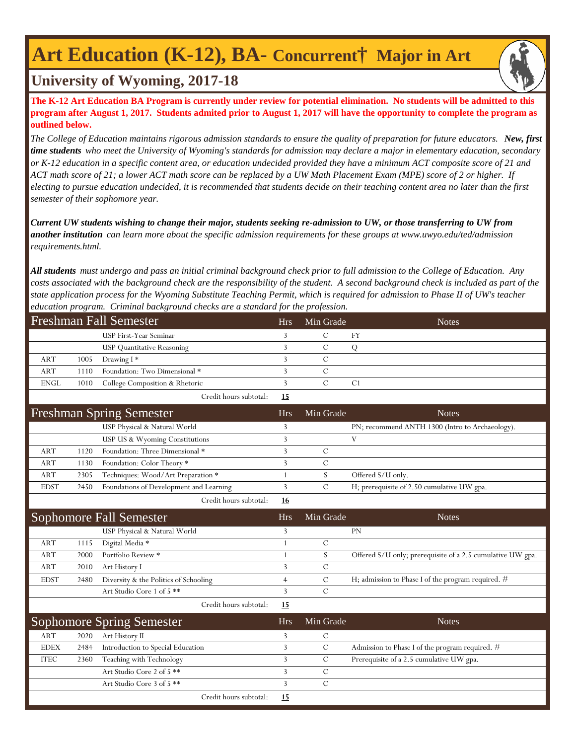# Art Education (K-12), BA- Concurrent† Major in Art

## University of Wyoming, 2017-18

**The K-12 Art Education BA Program is currently under review for potential elimination. No students will be admitted to this program after August 1, 2017. Students admited prior to August 1, 2017 will have the opportunity to complete the program as outlined below.**

*The College of Education maintains rigorous admission standards to ensure the quality of preparation for future educators.* ***New, first time students*** *who meet the University of Wyoming's standards for admission may declare a major in elementary education, secondary or K-12 education in a specific content area, or education undecided provided they have a minimum ACT composite score of 21 and ACT math score of 21; a lower ACT math score can be replaced by a UW Math Placement Exam (MPE) score of 2 or higher. If electing to pursue education undecided, it is recommended that students decide on their teaching content area no later than the first semester of their sophomore year.*

***Current UW students wishing to change their major, students seeking re-admission to UW, or those transferring to UW from another institution*** *can learn more about the specific admission requirements for these groups at www.uwyo.edu/ted/admission requirements.html.*

***All students*** *must undergo and pass an initial criminal background check prior to full admission to the College of Education. Any costs associated with the background check are the responsibility of the student. A second background check is included as part of the state application process for the Wyoming Substitute Teaching Permit, which is required for admission to Phase II of UW's teacher education program. Criminal background checks are a standard for the profession.*

| Freshman Fall Semester | | | Hrs | Min Grade | Notes |
|---|---|---|---|---|---|
| | | USP First-Year Seminar | 3 | C | FY |
| | | USP Quantitative Reasoning | 3 | C | Q |
| ART | 1005 | Drawing I * | 3 | C | |
| ART | 1110 | Foundation: Two Dimensional * | 3 | C | |
| ENGL | 1010 | College Composition & Rhetoric | 3 | C | C1 |
| | | Credit hours subtotal: | **15** | | |

| Freshman Spring Semester | | | Hrs | Min Grade | Notes |
|---|---|---|---|---|---|
| | | USP Physical & Natural World | 3 | | PN; recommend ANTH 1300 (Intro to Archaeology). |
| | | USP US & Wyoming Constitutions | 3 | | V |
| ART | 1120 | Foundation: Three Dimensional * | 3 | C | |
| ART | 1130 | Foundation: Color Theory * | 3 | C | |
| ART | 2305 | Techniques: Wood/Art Preparation * | 1 | S | Offered S/U only. |
| EDST | 2450 | Foundations of Development and Learning | 3 | C | H; prerequisite of 2.50 cumulative UW gpa. |
| | | Credit hours subtotal: | **16** | | |

| Sophomore Fall Semester | | | Hrs | Min Grade | Notes |
|---|---|---|---|---|---|
| | | USP Physical & Natural World | 3 | | PN |
| ART | 1115 | Digital Media * | 1 | C | |
| ART | 2000 | Portfolio Review * | 1 | S | Offered S/U only; prerequisite of a 2.5 cumulative UW gpa. |
| ART | 2010 | Art History I | 3 | C | |
| EDST | 2480 | Diversity & the Politics of Schooling | 4 | C | H; admission to Phase I of the program required. # |
| | | Art Studio Core 1 of 5 ** | 3 | C | |
| | | Credit hours subtotal: | **15** | | |

| Sophomore Spring Semester | | | Hrs | Min Grade | Notes |
|---|---|---|---|---|---|
| ART | 2020 | Art History II | 3 | C | |
| EDEX | 2484 | Introduction to Special Education | 3 | C | Admission to Phase I of the program required. # |
| ITEC | 2360 | Teaching with Technology | 3 | C | Prerequisite of a 2.5 cumulative UW gpa. |
| | | Art Studio Core 2 of 5 ** | 3 | C | |
| | | Art Studio Core 3 of 5 ** | 3 | C | |
| | | Credit hours subtotal: | **15** | | |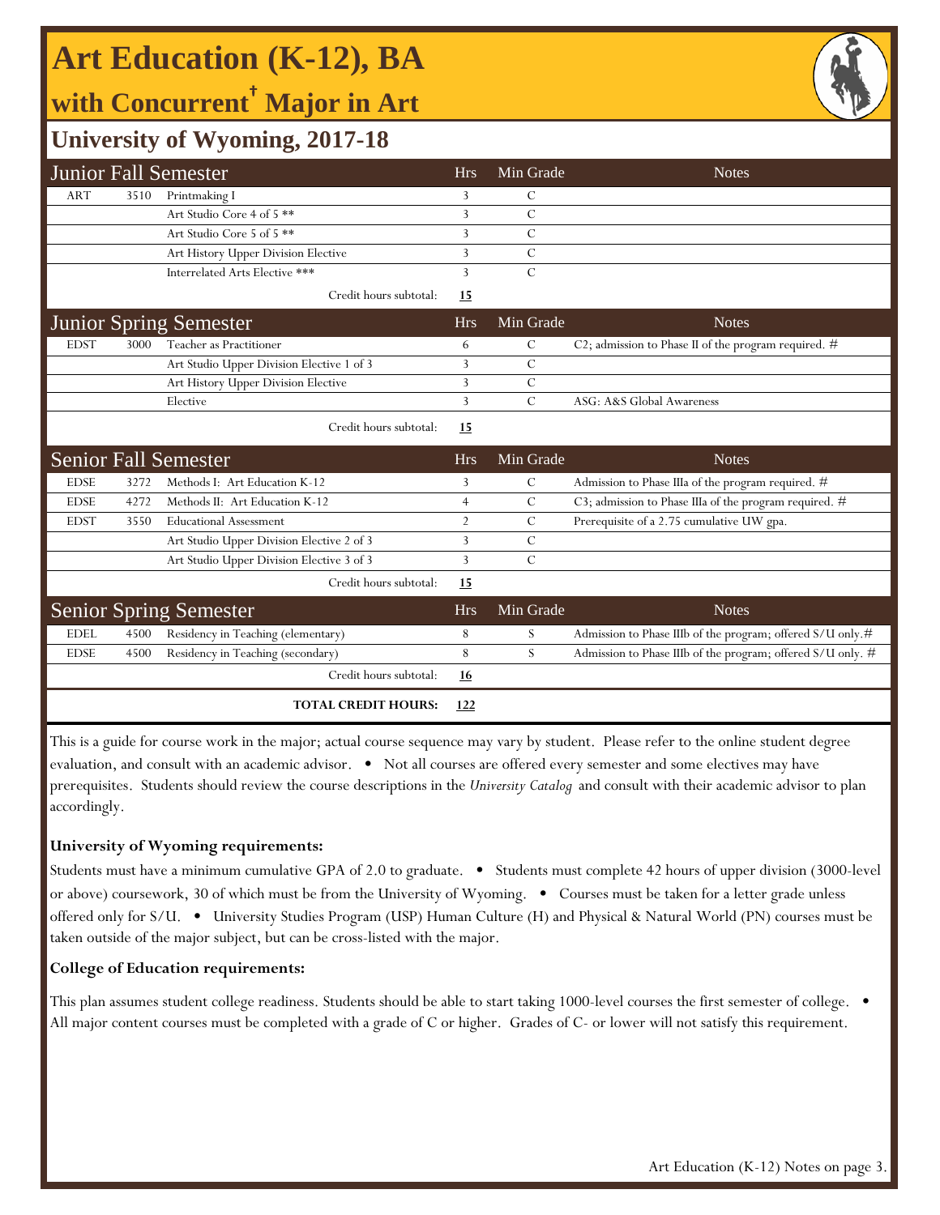# Art Education (K-12), BA

## with Concurrent† Major in Art

## University of Wyoming, 2017-18

| Junior Fall Semester | | | Hrs | Min Grade | Notes |
|---|---|---|---|---|---|
| ART | 3510 | Printmaking I | 3 | C | |
| | | Art Studio Core 4 of 5 ** | 3 | C | |
| | | Art Studio Core 5 of 5 ** | 3 | C | |
| | | Art History Upper Division Elective | 3 | C | |
| | | Interrelated Arts Elective *** | 3 | C | |
| | | Credit hours subtotal: | **15** | | |

| Junior Spring Semester | | | Hrs | Min Grade | Notes |
|---|---|---|---|---|---|
| EDST | 3000 | Teacher as Practitioner | 6 | C | C2; admission to Phase II of the program required. # |
| | | Art Studio Upper Division Elective 1 of 3 | 3 | C | |
| | | Art History Upper Division Elective | 3 | C | |
| | | Elective | 3 | C | ASG: A&S Global Awareness |
| | | Credit hours subtotal: | **15** | | |

| Senior Fall Semester | | | Hrs | Min Grade | Notes |
|---|---|---|---|---|---|
| EDSE | 3272 | Methods I: Art Education K-12 | 3 | C | Admission to Phase IIIa of the program required. # |
| EDSE | 4272 | Methods II: Art Education K-12 | 4 | C | C3; admission to Phase IIIa of the program required. # |
| EDST | 3550 | Educational Assessment | 2 | C | Prerequisite of a 2.75 cumulative UW gpa. |
| | | Art Studio Upper Division Elective 2 of 3 | 3 | C | |
| | | Art Studio Upper Division Elective 3 of 3 | 3 | C | |
| | | Credit hours subtotal: | **15** | | |

| Senior Spring Semester | | | Hrs | Min Grade | Notes |
|---|---|---|---|---|---|
| EDEL | 4500 | Residency in Teaching (elementary) | 8 | S | Admission to Phase IIIb of the program; offered S/U only.# |
| EDSE | 4500 | Residency in Teaching (secondary) | 8 | S | Admission to Phase IIIb of the program; offered S/U only. # |
| | | Credit hours subtotal: | **16** | | |
| | | **TOTAL CREDIT HOURS:** | **122** | | |

This is a guide for course work in the major; actual course sequence may vary by student. Please refer to the online student degree evaluation, and consult with an academic advisor. • Not all courses are offered every semester and some electives may have prerequisites. Students should review the course descriptions in the *University Catalog* and consult with their academic advisor to plan accordingly.

**University of Wyoming requirements:**

Students must have a minimum cumulative GPA of 2.0 to graduate. • Students must complete 42 hours of upper division (3000-level or above) coursework, 30 of which must be from the University of Wyoming. • Courses must be taken for a letter grade unless offered only for S/U. • University Studies Program (USP) Human Culture (H) and Physical & Natural World (PN) courses must be taken outside of the major subject, but can be cross-listed with the major.

**College of Education requirements:**

This plan assumes student college readiness. Students should be able to start taking 1000-level courses the first semester of college. • All major content courses must be completed with a grade of C or higher. Grades of C- or lower will not satisfy this requirement.

Art Education (K-12) Notes on page 3.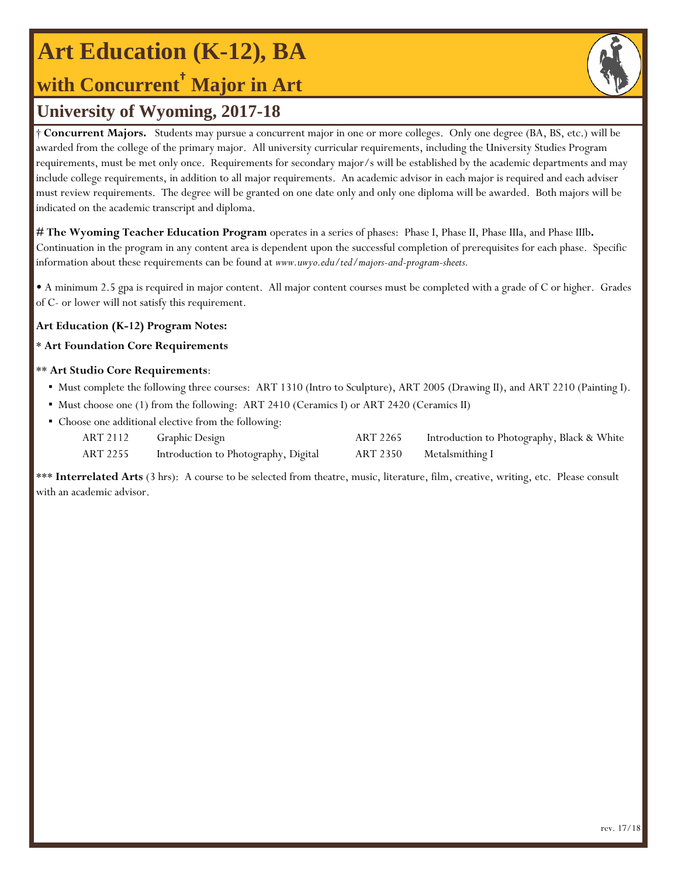# Art Education (K-12), BA

## with Concurrent† Major in Art

## University of Wyoming, 2017-18

† **Concurrent Majors.** Students may pursue a concurrent major in one or more colleges. Only one degree (BA, BS, etc.) will be awarded from the college of the primary major. All university curricular requirements, including the University Studies Program requirements, must be met only once. Requirements for secondary major/s will be established by the academic departments and may include college requirements, in addition to all major requirements. An academic advisor in each major is required and each adviser must review requirements. The degree will be granted on one date only and only one diploma will be awarded. Both majors will be indicated on the academic transcript and diploma.

**# The Wyoming Teacher Education Program** operates in a series of phases: Phase I, Phase II, Phase IIIa, and Phase IIIb**.** Continuation in the program in any content area is dependent upon the successful completion of prerequisites for each phase. Specific information about these requirements can be found at *www.uwyo.edu/ted/majors-and-program-sheets.*

• A minimum 2.5 gpa is required in major content. All major content courses must be completed with a grade of C or higher. Grades of C- or lower will not satisfy this requirement.

**Art Education (K-12) Program Notes:**

\* **Art Foundation Core Requirements**

\*\* **Art Studio Core Requirements**:

- Must complete the following three courses: ART 1310 (Intro to Sculpture), ART 2005 (Drawing II), and ART 2210 (Painting I).
- Must choose one (1) from the following: ART 2410 (Ceramics I) or ART 2420 (Ceramics II)
- Choose one additional elective from the following:

| | | | |
|---|---|---|---|
| ART 2112 | Graphic Design | ART 2265 | Introduction to Photography, Black & White |
| ART 2255 | Introduction to Photography, Digital | ART 2350 | Metalsmithing I |

\*\*\* **Interrelated Arts** (3 hrs): A course to be selected from theatre, music, literature, film, creative, writing, etc. Please consult with an academic advisor.

rev. 17/18